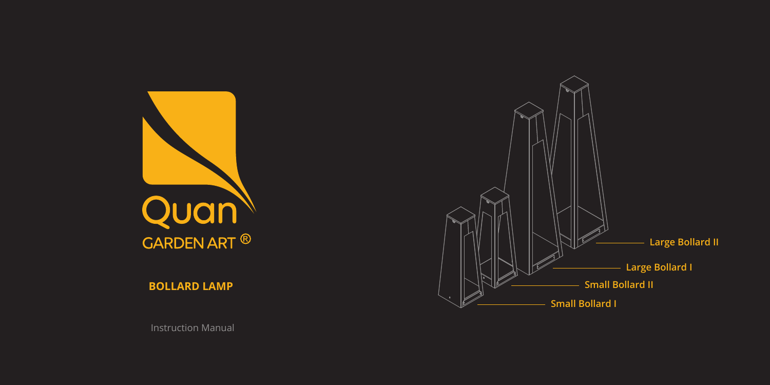Quan

GARDEN ART ®

# BOLLARD LAMP

Instruction Manual

Large Bollard II

Large Bollard I

Small Bollard II

Small Bollard I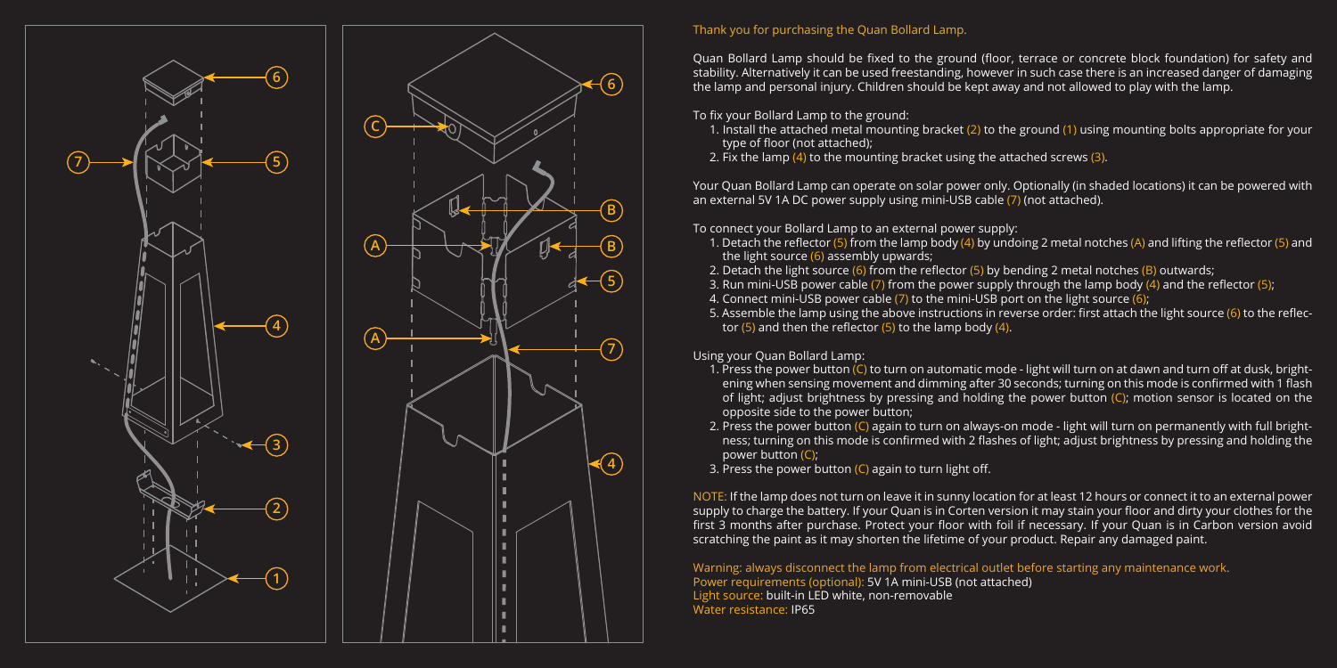Thank you for purchasing the Quan Bollard Lamp.

Quan Bollard Lamp should be fixed to the ground (floor, terrace or concrete block foundation) for safety and stability. Alternatively it can be used freestanding, however in such case there is an increased danger of damaging the lamp and personal injury. Children should be kept away and not allowed to play with the lamp.

To fix your Bollard Lamp to the ground:

1. Install the attached metal mounting bracket (2) to the ground (1) using mounting bolts appropriate for your type of floor (not attached);
2. Fix the lamp (4) to the mounting bracket using the attached screws (3).

Your Quan Bollard Lamp can operate on solar power only. Optionally (in shaded locations) it can be powered with an external 5V 1A DC power supply using mini-USB cable (7) (not attached).

To connect your Bollard Lamp to an external power supply:

1. Detach the reflector (5) from the lamp body (4) by undoing 2 metal notches (A) and lifting the reflector (5) and the light source (6) assembly upwards;
2. Detach the light source (6) from the reflector (5) by bending 2 metal notches (B) outwards;
3. Run mini-USB power cable (7) from the power supply through the lamp body (4) and the reflector (5);
4. Connect mini-USB power cable (7) to the mini-USB port on the light source (6);
5. Assemble the lamp using the above instructions in reverse order: first attach the light source (6) to the reflector (5) and then the reflector (5) to the lamp body (4).

Using your Quan Bollard Lamp:

1. Press the power button (C) to turn on automatic mode - light will turn on at dawn and turn off at dusk, brightening when sensing movement and dimming after 30 seconds; turning on this mode is confirmed with 1 flash of light; adjust brightness by pressing and holding the power button (C); motion sensor is located on the opposite side to the power button;
2. Press the power button (C) again to turn on always-on mode - light will turn on permanently with full brightness; turning on this mode is confirmed with 2 flashes of light; adjust brightness by pressing and holding the power button (C);
3. Press the power button (C) again to turn light off.

NOTE: If the lamp does not turn on leave it in sunny location for at least 12 hours or connect it to an external power supply to charge the battery. If your Quan is in Corten version it may stain your floor and dirty your clothes for the first 3 months after purchase. Protect your floor with foil if necessary. If your Quan is in Carbon version avoid scratching the paint as it may shorten the lifetime of your product. Repair any damaged paint.

Warning: always disconnect the lamp from electrical outlet before starting any maintenance work.
Power requirements (optional): 5V 1A mini-USB (not attached)
Light source: built-in LED white, non-removable
Water resistance: IP65